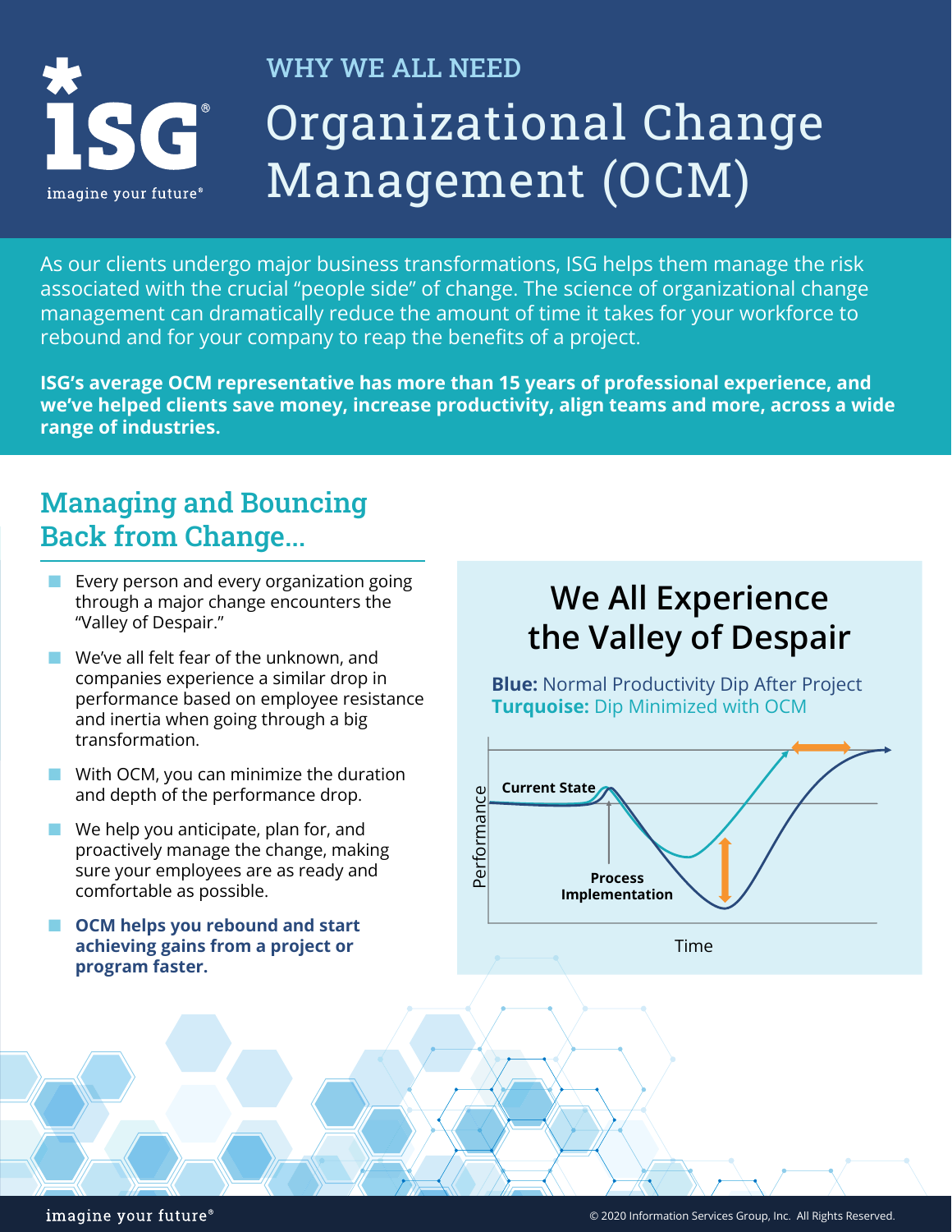WHY WE ALL NEED

# Organizational Change Management (OCM)

As our clients undergo major business transformations, ISG helps them manage the risk associated with the crucial "people side" of change. The science of organizational change management can dramatically reduce the amount of time it takes for your workforce to rebound and for your company to reap the benefits of a project.

**ISG's average OCM representative has more than 15 years of professional experience, and we've helped clients save money, increase productivity, align teams and more, across a wide range of industries.**

## Managing and Bouncing Back from Change...

- Every person and every organization going through a major change encounters the "Valley of Despair."
- We've all felt fear of the unknown, and companies experience a similar drop in performance based on employee resistance and inertia when going through a big transformation.
- With OCM, you can minimize the duration and depth of the performance drop.
- We help you anticipate, plan for, and proactively manage the change, making sure your employees are as ready and comfortable as possible.
- **OCM helps you rebound and start achieving gains from a project or program faster.**

## We All Experience the Valley of Despair

**Blue:** Normal Productivity Dip After Project
**Turquoise:** Dip Minimized with OCM

Current State
Process Implementation
Performance
Time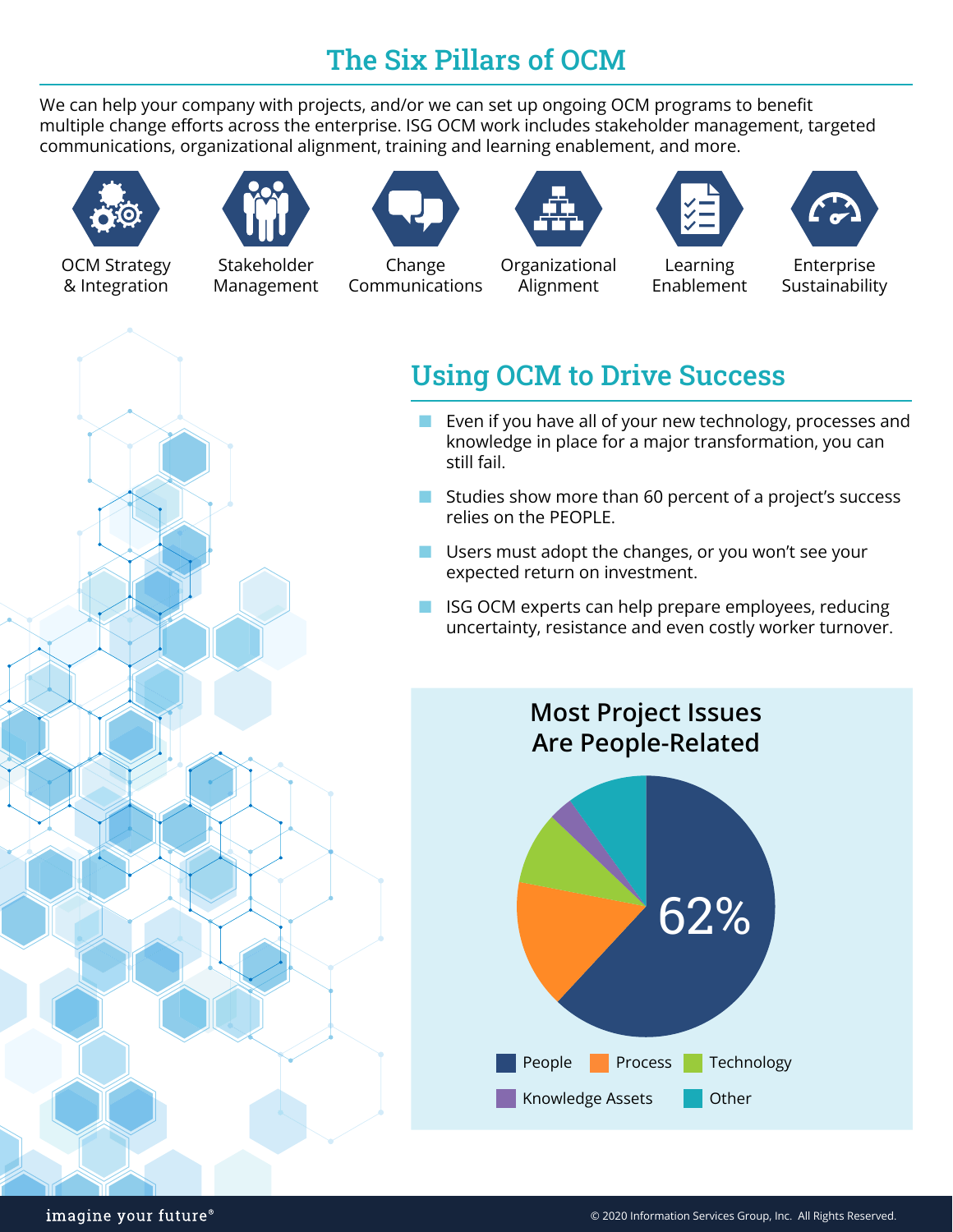## The Six Pillars of OCM

We can help your company with projects, and/or we can set up ongoing OCM programs to benefit multiple change efforts across the enterprise. ISG OCM work includes stakeholder management, targeted communications, organizational alignment, training and learning enablement, and more.

- OCM Strategy & Integration
- Stakeholder Management
- Change Communications
- Organizational Alignment
- Learning Enablement
- Enterprise Sustainability

## Using OCM to Drive Success

- Even if you have all of your new technology, processes and knowledge in place for a major transformation, you can still fail.
- Studies show more than 60 percent of a project's success relies on the PEOPLE.
- Users must adopt the changes, or you won't see your expected return on investment.
- ISG OCM experts can help prepare employees, reducing uncertainty, resistance and even costly worker turnover.

**Most Project Issues Are People-Related**

62%

People | Process | Technology | Knowledge Assets | Other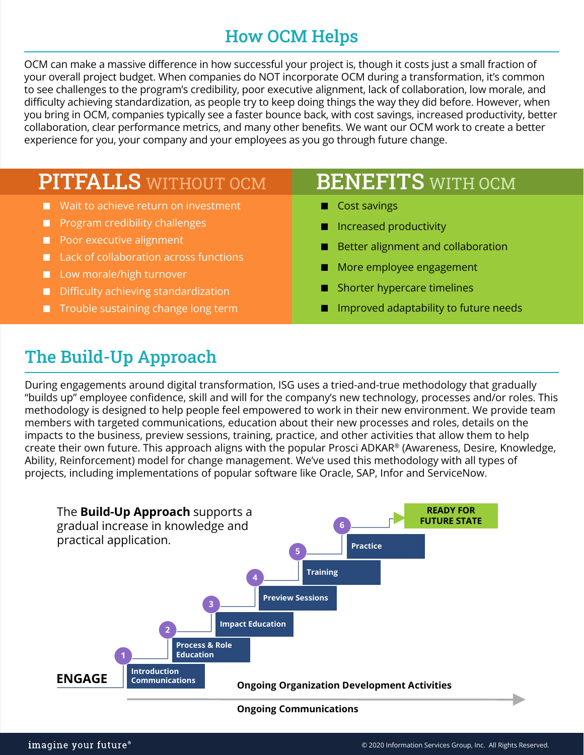## How OCM Helps

OCM can make a massive difference in how successful your project is, though it costs just a small fraction of your overall project budget. When companies do NOT incorporate OCM during a transformation, it's common to see challenges to the program's credibility, poor executive alignment, lack of collaboration, low morale, and difficulty achieving standardization, as people try to keep doing things the way they did before. However, when you bring in OCM, companies typically see a faster bounce back, with cost savings, increased productivity, better collaboration, clear performance metrics, and many other benefits. We want our OCM work to create a better experience for you, your company and your employees as you go through future change.

### PITFALLS WITHOUT OCM

- Wait to achieve return on investment
- Program credibility challenges
- Poor executive alignment
- Lack of collaboration across functions
- Low morale/high turnover
- Difficulty achieving standardization
- Trouble sustaining change long term

### BENEFITS WITH OCM

- Cost savings
- Increased productivity
- Better alignment and collaboration
- More employee engagement
- Shorter hypercare timelines
- Improved adaptability to future needs

## The Build-Up Approach

During engagements around digital transformation, ISG uses a tried-and-true methodology that gradually "builds up" employee confidence, skill and will for the company's new technology, processes and/or roles. This methodology is designed to help people feel empowered to work in their new environment. We provide team members with targeted communications, education about their new processes and roles, details on the impacts to the business, preview sessions, training, practice, and other activities that allow them to help create their own future. This approach aligns with the popular Prosci ADKAR® (Awareness, Desire, Knowledge, Ability, Reinforcement) model for change management. We've used this methodology with all types of projects, including implementations of popular software like Oracle, SAP, Infor and ServiceNow.

The **Build-Up Approach** supports a gradual increase in knowledge and practical application.

**ENGAGE**

1. Introduction Communications
2. Process & Role Education
3. Impact Education
4. Preview Sessions
5. Training
6. Practice

**READY FOR FUTURE STATE**

**Ongoing Organization Development Activities**

**Ongoing Communications**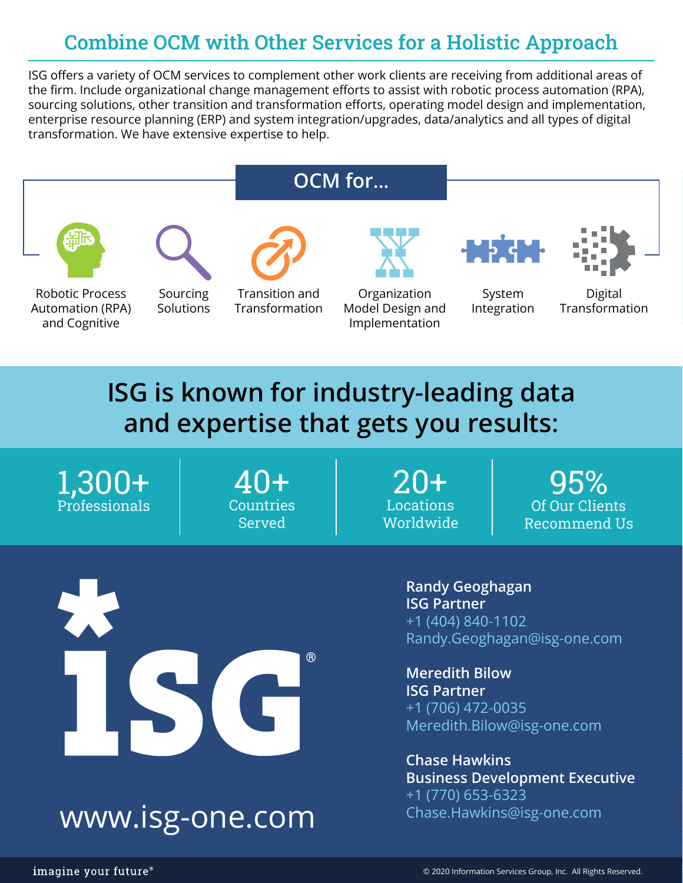## Combine OCM with Other Services for a Holistic Approach

ISG offers a variety of OCM services to complement other work clients are receiving from additional areas of the firm. Include organizational change management efforts to assist with robotic process automation (RPA), sourcing solutions, other transition and transformation efforts, operating model design and implementation, enterprise resource planning (ERP) and system integration/upgrades, data/analytics and all types of digital transformation. We have extensive expertise to help.

### OCM for...

- Robotic Process Automation (RPA) and Cognitive
- Sourcing Solutions
- Transition and Transformation
- Organization Model Design and Implementation
- System Integration
- Digital Transformation

## ISG is known for industry-leading data and expertise that gets you results:

**1,300+** Professionals

**40+** Countries Served

**20+** Locations Worldwide

**95%** Of Our Clients Recommend Us

ISG®

www.isg-one.com

**Randy Geoghagan**
**ISG Partner**
+1 (404) 840-1102
Randy.Geoghagan@isg-one.com

**Meredith Bilow**
**ISG Partner**
+1 (706) 472-0035
Meredith.Bilow@isg-one.com

**Chase Hawkins**
**Business Development Executive**
+1 (770) 653-6323
Chase.Hawkins@isg-one.com

imagine your future®

© 2020 Information Services Group, Inc. All Rights Reserved.